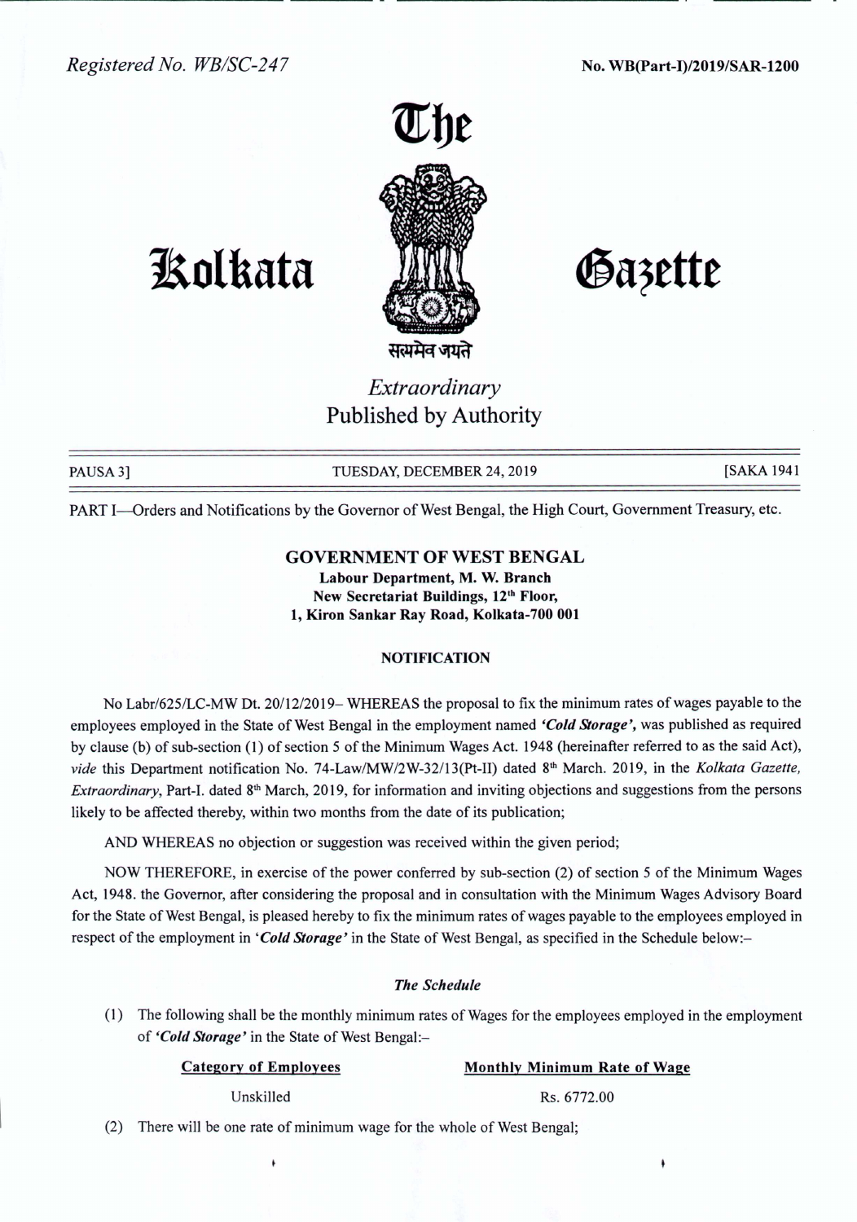Registered No. WB/SC-247

No. WB(Part-I)/2019/SAR-1200

# The Kolkata Gazette

सत्यमेव जयते

*Extraordinary*
Published by Authority

PAUSA 3] TUESDAY, DECEMBER 24, 2019 [SAKA 1941

PART I—Orders and Notifications by the Governor of West Bengal, the High Court, Government Treasury, etc.

## GOVERNMENT OF WEST BENGAL

**Labour Department, M. W. Branch**
**New Secretariat Buildings, 12th Floor,**
**1, Kiron Sankar Ray Road, Kolkata-700 001**

### NOTIFICATION

No Labr/625/LC-MW Dt. 20/12/2019– WHEREAS the proposal to fix the minimum rates of wages payable to the employees employed in the State of West Bengal in the employment named ***'Cold Storage'***, was published as required by clause (b) of sub-section (1) of section 5 of the Minimum Wages Act. 1948 (hereinafter referred to as the said Act), *vide* this Department notification No. 74-Law/MW/2W-32/13(Pt-II) dated 8th March. 2019, in the *Kolkata Gazette, Extraordinary*, Part-I. dated 8th March, 2019, for information and inviting objections and suggestions from the persons likely to be affected thereby, within two months from the date of its publication;

AND WHEREAS no objection or suggestion was received within the given period;

NOW THEREFORE, in exercise of the power conferred by sub-section (2) of section 5 of the Minimum Wages Act, 1948. the Governor, after considering the proposal and in consultation with the Minimum Wages Advisory Board for the State of West Bengal, is pleased hereby to fix the minimum rates of wages payable to the employees employed in respect of the employment in ***'Cold Storage'*** in the State of West Bengal, as specified in the Schedule below:–

#### *The Schedule*

(1) The following shall be the monthly minimum rates of Wages for the employees employed in the employment of ***'Cold Storage'*** in the State of West Bengal:–

| Category of Employees | Monthly Minimum Rate of Wage |
| --- | --- |
| Unskilled | Rs. 6772.00 |

(2) There will be one rate of minimum wage for the whole of West Bengal;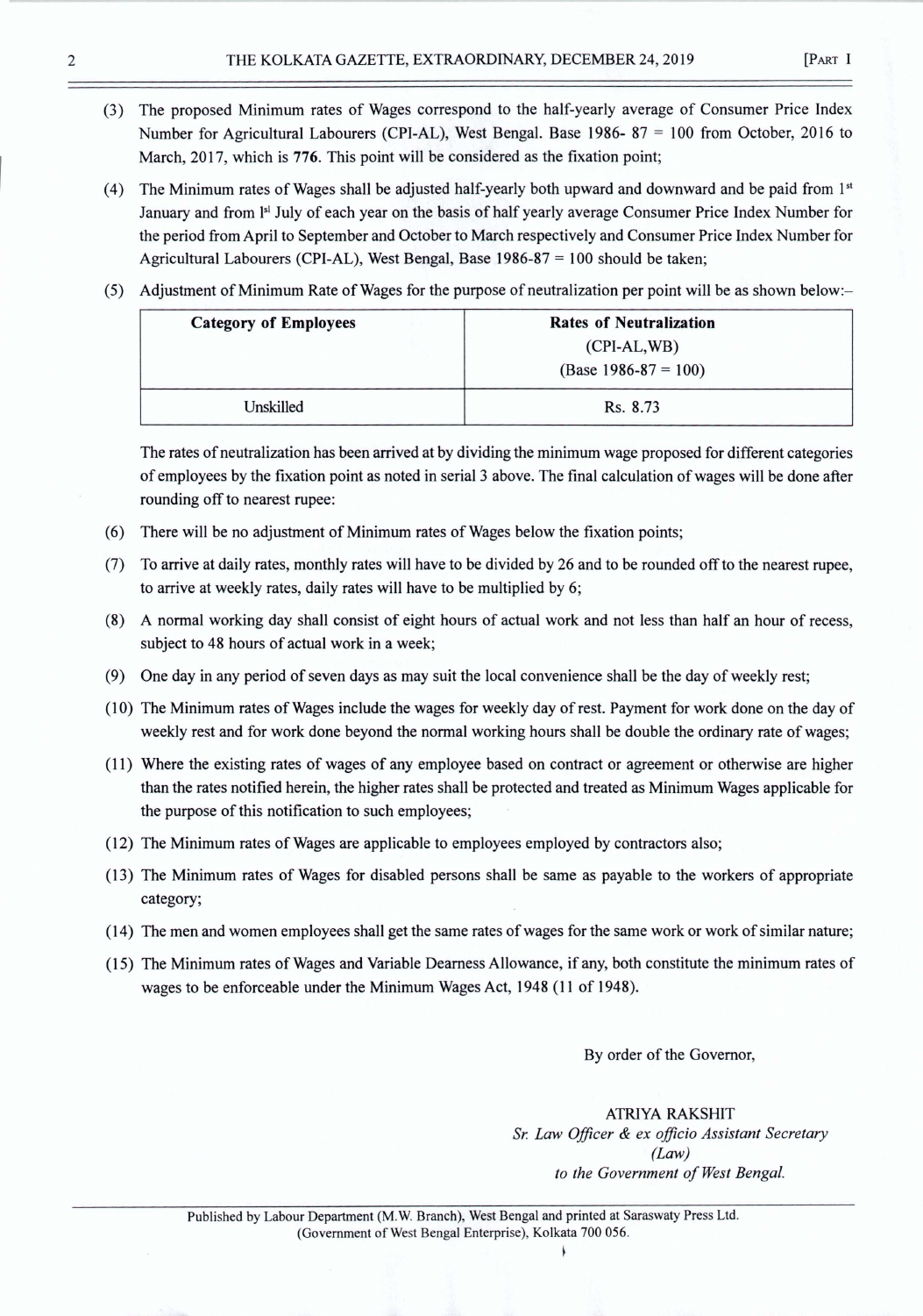(3) The proposed Minimum rates of Wages correspond to the half-yearly average of Consumer Price Index Number for Agricultural Labourers (CPI-AL), West Bengal. Base 1986- 87 = 100 from October, 2016 to March, 2017, which is **776**. This point will be considered as the fixation point;

(4) The Minimum rates of Wages shall be adjusted half-yearly both upward and downward and be paid from 1st January and from 1st July of each year on the basis of half yearly average Consumer Price Index Number for the period from April to September and October to March respectively and Consumer Price Index Number for Agricultural Labourers (CPI-AL), West Bengal, Base 1986-87 = 100 should be taken;

(5) Adjustment of Minimum Rate of Wages for the purpose of neutralization per point will be as shown below:–

| Category of Employees | Rates of Neutralization (CPI-AL,WB) (Base 1986-87 = 100) |
|---|---|
| Unskilled | Rs. 8.73 |

The rates of neutralization has been arrived at by dividing the minimum wage proposed for different categories of employees by the fixation point as noted in serial 3 above. The final calculation of wages will be done after rounding off to nearest rupee:

(6) There will be no adjustment of Minimum rates of Wages below the fixation points;

(7) To arrive at daily rates, monthly rates will have to be divided by 26 and to be rounded off to the nearest rupee, to arrive at weekly rates, daily rates will have to be multiplied by 6;

(8) A normal working day shall consist of eight hours of actual work and not less than half an hour of recess, subject to 48 hours of actual work in a week;

(9) One day in any period of seven days as may suit the local convenience shall be the day of weekly rest;

(10) The Minimum rates of Wages include the wages for weekly day of rest. Payment for work done on the day of weekly rest and for work done beyond the normal working hours shall be double the ordinary rate of wages;

(11) Where the existing rates of wages of any employee based on contract or agreement or otherwise are higher than the rates notified herein, the higher rates shall be protected and treated as Minimum Wages applicable for the purpose of this notification to such employees;

(12) The Minimum rates of Wages are applicable to employees employed by contractors also;

(13) The Minimum rates of Wages for disabled persons shall be same as payable to the workers of appropriate category;

(14) The men and women employees shall get the same rates of wages for the same work or work of similar nature;

(15) The Minimum rates of Wages and Variable Dearness Allowance, if any, both constitute the minimum rates of wages to be enforceable under the Minimum Wages Act, 1948 (11 of 1948).

By order of the Governor,

ATRIYA RAKSHIT
*Sr. Law Officer & ex officio Assistant Secretary (Law) to the Government of West Bengal.*

Published by Labour Department (M.W. Branch), West Bengal and printed at Saraswaty Press Ltd. (Government of West Bengal Enterprise), Kolkata 700 056.